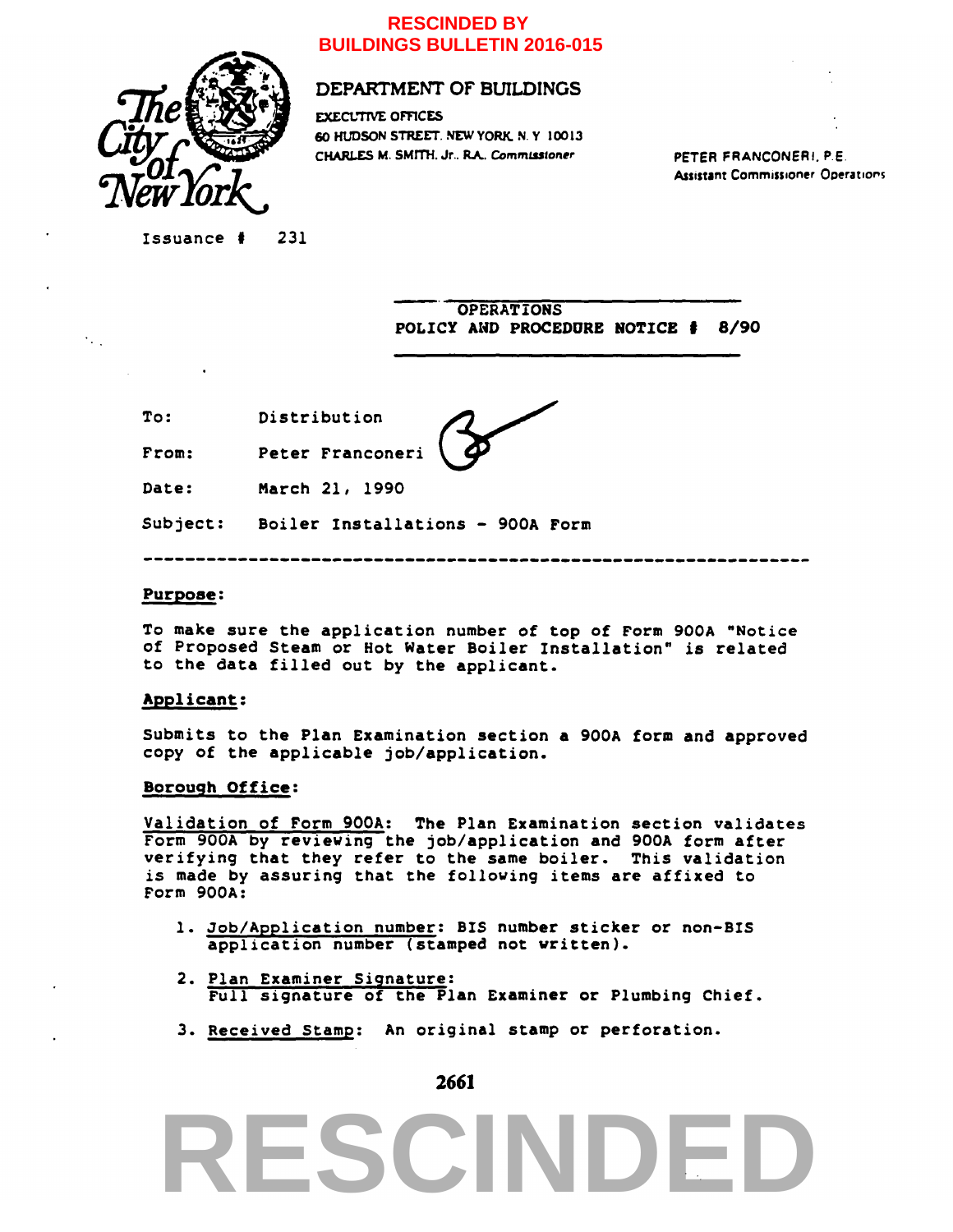**RESCINDED BY BUILDINGS BULLETIN 2016-015**

The City of New York

DEPARTMENT OF BUILDINGS

EXECUTIVE OFFICES
60 HUDSON STREET, NEW YORK, N.Y. 10013
CHARLES M. SMITH, Jr., R.A. Commissioner

PETER FRANCONERI, P.E.
Assistant Commissioner Operations

Issuance # 231

**OPERATIONS**
**POLICY AND PROCEDURE NOTICE # 8/90**

To: Distribution

From: Peter Franconeri

Date: March 21, 1990

Subject: Boiler Installations - 900A Form

---

**Purpose:**

To make sure the application number of top of Form 900A "Notice of Proposed Steam or Hot Water Boiler Installation" is related to the data filled out by the applicant.

**Applicant:**

Submits to the Plan Examination section a 900A form and approved copy of the applicable job/application.

**Borough Office:**

Validation of Form 900A: The Plan Examination section validates Form 900A by reviewing the job/application and 900A form after verifying that they refer to the same boiler. This validation is made by assuring that the following items are affixed to Form 900A:

1. Job/Application number: BIS number sticker or non-BIS application number (stamped not written).

2. Plan Examiner Signature: Full signature of the Plan Examiner or Plumbing Chief.

3. Received Stamp: An original stamp or perforation.

2661

RESCINDED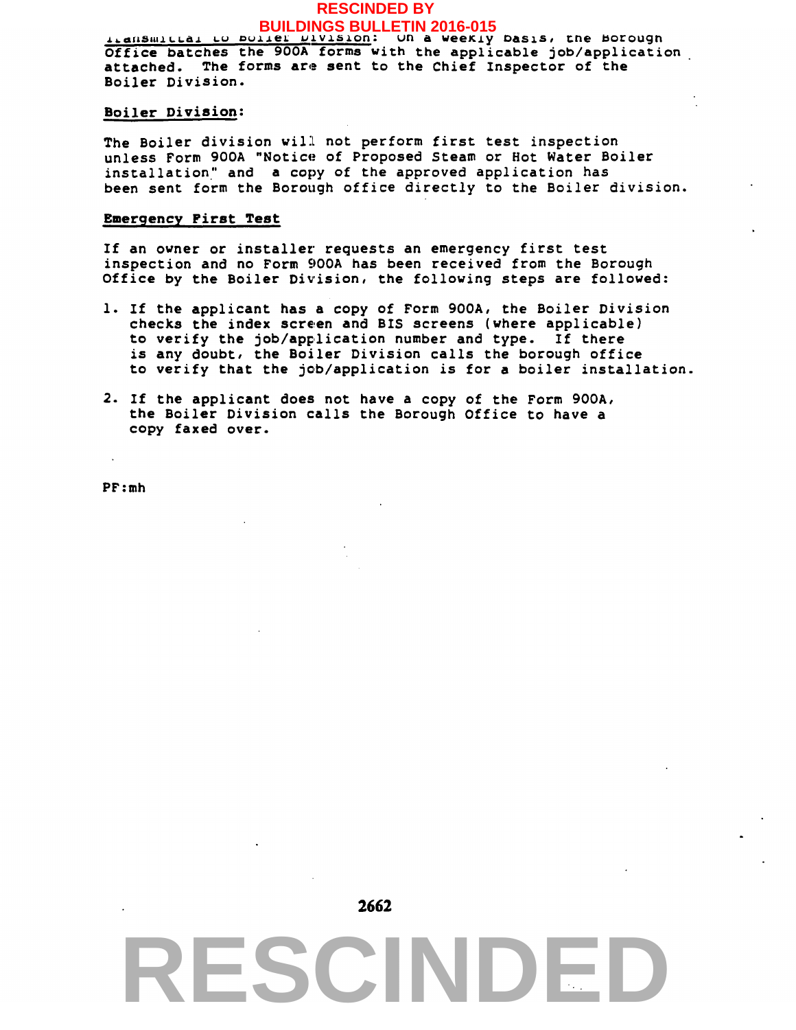RESCINDED BY BUILDINGS BULLETIN 2016-015

Transmittal to Boiler Division: On a weekly basis, the Borough Office batches the 900A forms with the applicable job/application attached. The forms are sent to the Chief Inspector of the Boiler Division.

**Boiler Division:**

The Boiler division will not perform first test inspection unless Form 900A "Notice of Proposed Steam or Hot Water Boiler installation" and a copy of the approved application has been sent form the Borough office directly to the Boiler division.

**Emergency First Test**

If an owner or installer requests an emergency first test inspection and no Form 900A has been received from the Borough Office by the Boiler Division, the following steps are followed:

1. If the applicant has a copy of Form 900A, the Boiler Division checks the index screen and BIS screens (where applicable) to verify the job/application number and type. If there is any doubt, the Boiler Division calls the borough office to verify that the job/application is for a boiler installation.

2. If the applicant does not have a copy of the Form 900A, the Boiler Division calls the Borough Office to have a copy faxed over.

PF:mh

RESCINDED